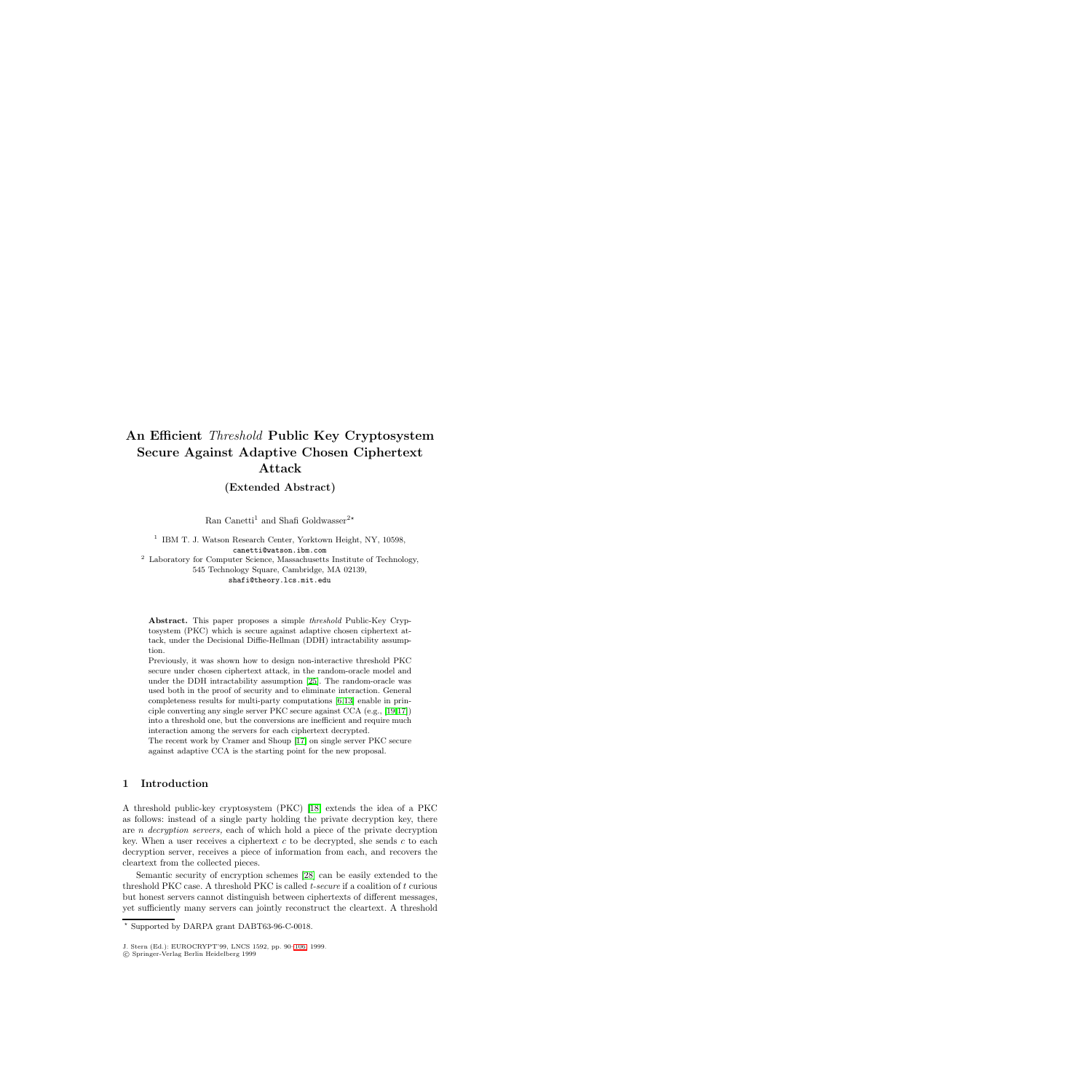# An Efficient *Threshold* Public Key Cryptosystem Secure Against Adaptive Chosen Ciphertext Attack

### (Extended Abstract)

Ran Canetti[1] and Shafi Goldwasser[2*]

[1] IBM T. J. Watson Research Center, Yorktown Height, NY, 10598,
canetti@watson.ibm.com

[2] Laboratory for Computer Science, Massachusetts Institute of Technology,
545 Technology Square, Cambridge, MA 02139,
shafi@theory.lcs.mit.edu

**Abstract.** This paper proposes a simple *threshold* Public-Key Cryptosystem (PKC) which is secure against adaptive chosen ciphertext attack, under the Decisional Diffie-Hellman (DDH) intractability assumption.

Previously, it was shown how to design non-interactive threshold PKC secure under chosen ciphertext attack, in the random-oracle model and under the DDH intractability assumption [25]. The random-oracle was used both in the proof of security and to eliminate interaction. General completeness results for multi-party computations [6,13] enable in principle converting any single server PKC secure against CCA (e.g., [19,17]) into a threshold one, but the conversions are inefficient and require much interaction among the servers for each ciphertext decrypted.

The recent work by Cramer and Shoup [17] on single server PKC secure against adaptive CCA is the starting point for the new proposal.

## 1 Introduction

A threshold public-key cryptosystem (PKC) [18] extends the idea of a PKC as follows: instead of a single party holding the private decryption key, there are $n$ *decryption servers*, each of which hold a piece of the private decryption key. When a user receives a ciphertext $c$ to be decrypted, she sends $c$ to each decryption server, receives a piece of information from each, and recovers the cleartext from the collected pieces.

Semantic security of encryption schemes [28] can be easily extended to the threshold PKC case. A threshold PKC is called $t$*-secure* if a coalition of $t$ curious but honest servers cannot distinguish between ciphertexts of different messages, yet sufficiently many servers can jointly reconstruct the cleartext. A threshold

* Supported by DARPA grant DABT63-96-C-0018.

J. Stern (Ed.): EUROCRYPT'99, LNCS 1592, pp. 90–106, 1999.
© Springer-Verlag Berlin Heidelberg 1999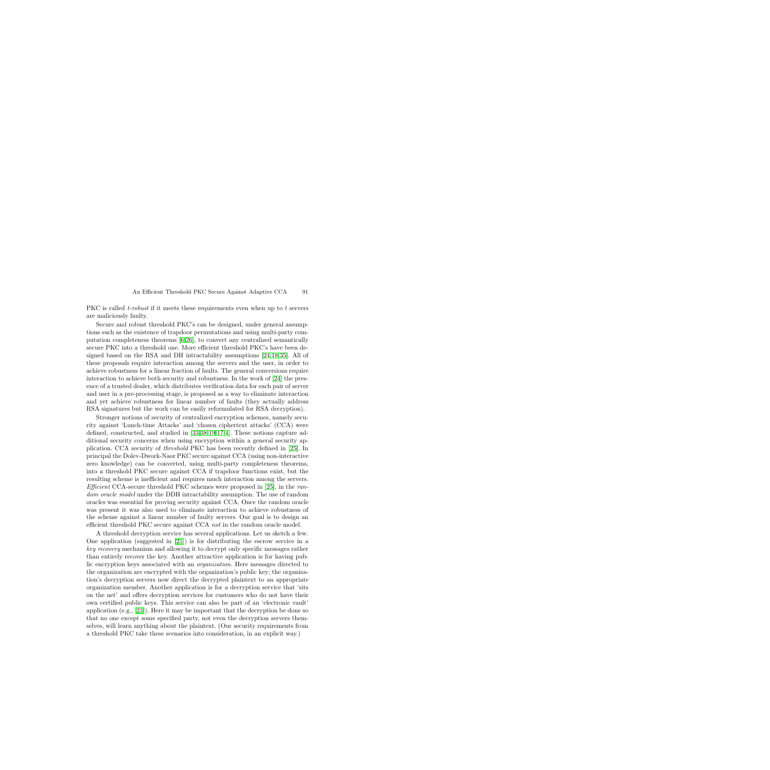PKC is called *t-robust* if it meets these requirements even when up to $t$ servers are maliciously faulty.

Secure and robust threshold PKC's can be designed, under general assumptions such as the existence of trapdoor permutations and using multi-party computation completeness theorems [6,26], to convert any centralized semantically secure PKC into a threshold one. More efficient threshold PKC's have been designed based on the RSA and DH intractability assumptions [24,18,35]. All of these proposals require interaction among the servers and the user, in order to achieve robustness for a linear fraction of faults. The general conversions require interaction to achieve both security and robustness. In the work of [24] the presence of a trusted dealer, which distributes verification data for each pair of server and user in a pre-processing stage, is proposed as a way to eliminate interaction and yet achieve robustness for linear number of faults (they actually address RSA signatures but the work can be easily reformulated for RSA decryption).

Stronger notions of security of centralized encryption schemes, namely security against 'Lunch-time Attacks' and 'chosen ciphertext attacks' (CCA) were defined, constructed, and studied in [33,38,19,17,4]. These notions capture additional security concerns when using encryption within a general security application. CCA security of *threshold* PKC has been recently defined in [25]. In principal the Dolev-Dwork-Naor PKC secure against CCA (using non-interactive zero knowledge) can be converted, using multi-party completeness theorems, into a threshold PKC secure against CCA if trapdoor functions exist, but the resulting scheme is inefficient and requires much interaction among the servers. *Efficient* CCA-secure threshold PKC schemes were proposed in [25], in the *random oracle model* under the DDH intractability assumption. The use of random oracles was essential for proving security against CCA. Once the random oracle was present it was also used to eliminate interaction to achieve robustness of the scheme against a linear number of faulty servers. Our goal is to design an efficient threshold PKC secure against CCA *not* in the random oracle model.

A threshold decryption service has several applications. Let us sketch a few. One application (suggested in [25]) is for distributing the escrow service in a *key recovery* mechanism and allowing it to decrypt only specific messages rather than entirely recover the key. Another attractive application is for having public encryption keys associated with an *organization*. Here messages directed to the organization are encrypted with the organization's public key; the organization's decryption servers now direct the decrypted plaintext to an appropriate organization member. Another application is for a decryption service that 'sits on the net' and offers decryption services for customers who do not have their own certified public keys. This service can also be part of an 'electronic vault' application (e.g., [23]). Here it may be important that the decryption be done so that no one except some specified party, not even the decryption servers themselves, will learn anything about the plaintext. (Our security requirements from a threshold PKC take these scenarios into consideration, in an explicit way.)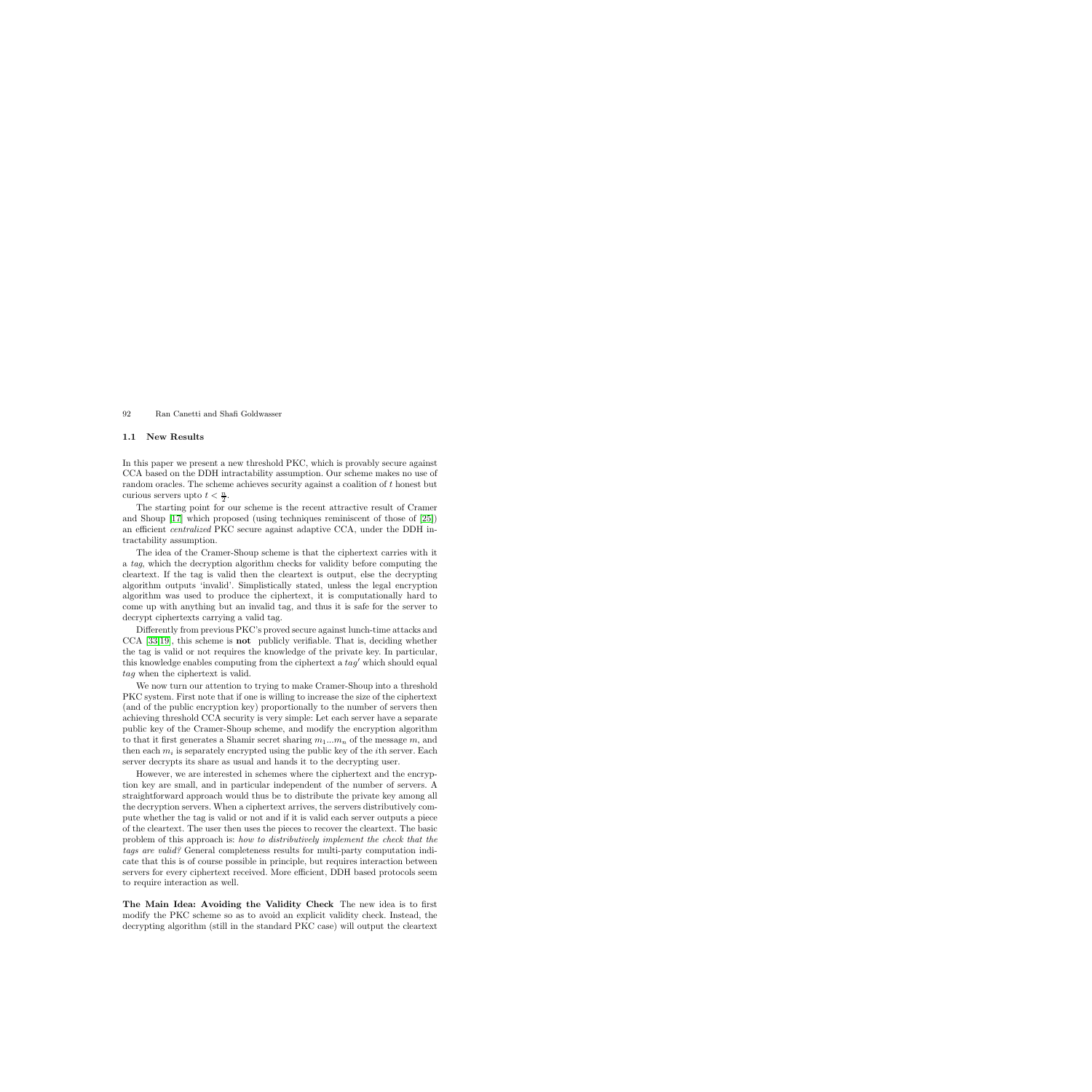### 1.1 New Results

In this paper we present a new threshold PKC, which is provably secure against CCA based on the DDH intractability assumption. Our scheme makes no use of random oracles. The scheme achieves security against a coalition of $t$ honest but curious servers upto $t < \frac{n}{2}$.

The starting point for our scheme is the recent attractive result of Cramer and Shoup [17] which proposed (using techniques reminiscent of those of [25]) an efficient *centralized* PKC secure against adaptive CCA, under the DDH intractability assumption.

The idea of the Cramer-Shoup scheme is that the ciphertext carries with it a *tag*, which the decryption algorithm checks for validity before computing the cleartext. If the tag is valid then the cleartext is output, else the decrypting algorithm outputs 'invalid'. Simplistically stated, unless the legal encryption algorithm was used to produce the ciphertext, it is computationally hard to come up with anything but an invalid tag, and thus it is safe for the server to decrypt ciphertexts carrying a valid tag.

Differently from previous PKC's proved secure against lunch-time attacks and CCA [33,19], this scheme is **not** publicly verifiable. That is, deciding whether the tag is valid or not requires the knowledge of the private key. In particular, this knowledge enables computing from the ciphertext a $tag'$ which should equal $tag$ when the ciphertext is valid.

We now turn our attention to trying to make Cramer-Shoup into a threshold PKC system. First note that if one is willing to increase the size of the ciphertext (and of the public encryption key) proportionally to the number of servers then achieving threshold CCA security is very simple: Let each server have a separate public key of the Cramer-Shoup scheme, and modify the encryption algorithm to that it first generates a Shamir secret sharing $m_1...m_n$ of the message $m$, and then each $m_i$ is separately encrypted using the public key of the $i$th server. Each server decrypts its share as usual and hands it to the decrypting user.

However, we are interested in schemes where the ciphertext and the encryption key are small, and in particular independent of the number of servers. A straightforward approach would thus be to distribute the private key among all the decryption servers. When a ciphertext arrives, the servers distributively compute whether the tag is valid or not and if it is valid each server outputs a piece of the cleartext. The user then uses the pieces to recover the cleartext. The basic problem of this approach is: *how to distributively implement the check that the tags are valid?* General completeness results for multi-party computation indicate that this is of course possible in principle, but requires interaction between servers for every ciphertext received. More efficient, DDH based protocols seem to require interaction as well.

**The Main Idea: Avoiding the Validity Check** The new idea is to first modify the PKC scheme so as to avoid an explicit validity check. Instead, the decrypting algorithm (still in the standard PKC case) will output the cleartext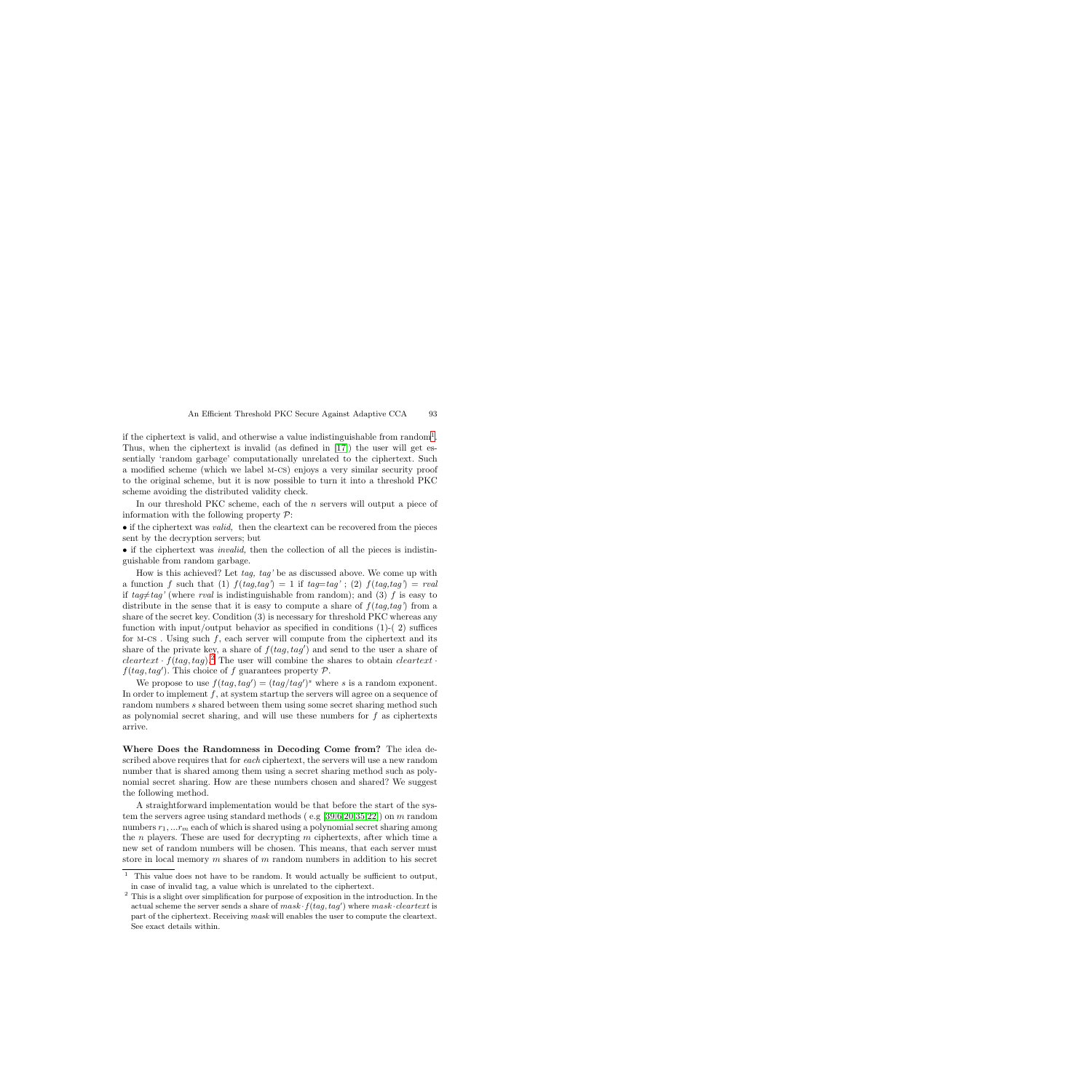if the ciphertext is valid, and otherwise a value indistinguishable from random[1]. Thus, when the ciphertext is invalid (as defined in [17]) the user will get essentially 'random garbage' computationally unrelated to the ciphertext. Such a modified scheme (which we label M-CS) enjoys a very similar security proof to the original scheme, but it is now possible to turn it into a threshold PKC scheme avoiding the distributed validity check.

In our threshold PKC scheme, each of the $n$ servers will output a piece of information with the following property $\mathcal{P}$:

• if the ciphertext was *valid*, then the cleartext can be recovered from the pieces sent by the decryption servers; but

• if the ciphertext was *invalid*, then the collection of all the pieces is indistinguishable from random garbage.

How is this achieved? Let *tag, tag'* be as discussed above. We come up with a function $f$ such that (1) $f(tag, tag') = 1$ if $tag = tag'$ ; (2) $f(tag, tag') = rval$ if $tag \neq tag'$ (where *rval* is indistinguishable from random); and (3) $f$ is easy to distribute in the sense that it is easy to compute a share of $f(tag, tag')$ from a share of the secret key. Condition (3) is necessary for threshold PKC whereas any function with input/output behavior as specified in conditions (1)-( 2) suffices for M-CS . Using such $f$, each server will compute from the ciphertext and its share of the private key, a share of $f(tag, tag')$ and send to the user a share of $cleartext \cdot f(tag, tag)$.[2] The user will combine the shares to obtain $cleartext \cdot f(tag, tag')$. This choice of $f$ guarantees property $\mathcal{P}$.

We propose to use $f(tag, tag') = (tag/tag')^s$ where $s$ is a random exponent. In order to implement $f$, at system startup the servers will agree on a sequence of random numbers $s$ shared between them using some secret sharing method such as polynomial secret sharing, and will use these numbers for $f$ as ciphertexts arrive.

**Where Does the Randomness in Decoding Come from?** The idea described above requires that for *each* ciphertext, the servers will use a new random number that is shared among them using a secret sharing method such as polynomial secret sharing. How are these numbers chosen and shared? We suggest the following method.

A straightforward implementation would be that before the start of the system the servers agree using standard methods ( e.g [39,6,20,35,22]) on $m$ random numbers $r_1, ...r_m$ each of which is shared using a polynomial secret sharing among the $n$ players. These are used for decrypting $m$ ciphertexts, after which time a new set of random numbers will be chosen. This means, that each server must store in local memory $m$ shares of $m$ random numbers in addition to his secret

[1] This value does not have to be random. It would actually be sufficient to output, in case of invalid tag, a value which is unrelated to the ciphertext.

[2] This is a slight over simplification for purpose of exposition in the introduction. In the actual scheme the server sends a share of $mask \cdot f(tag, tag')$ where $mask \cdot cleartext$ is part of the ciphertext. Receiving *mask* will enables the user to compute the cleartext. See exact details within.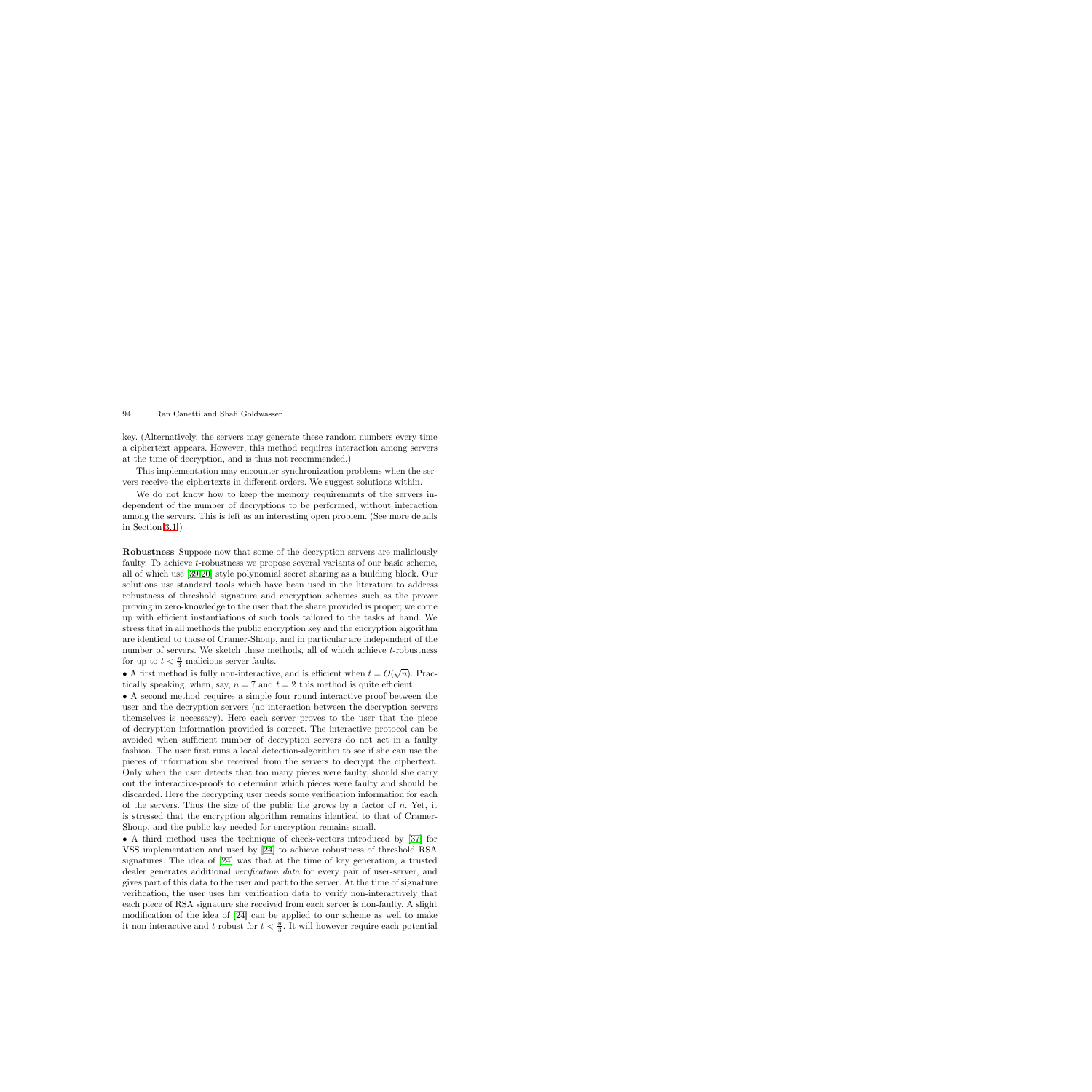key. (Alternatively, the servers may generate these random numbers every time a ciphertext appears. However, this method requires interaction among servers at the time of decryption, and is thus not recommended.)

This implementation may encounter synchronization problems when the servers receive the ciphertexts in different orders. We suggest solutions within.

We do not know how to keep the memory requirements of the servers independent of the number of decryptions to be performed, without interaction among the servers. This is left as an interesting open problem. (See more details in Section 3.1.)

**Robustness** Suppose now that some of the decryption servers are maliciously faulty. To achieve $t$-robustness we propose several variants of our basic scheme, all of which use [39,20] style polynomial secret sharing as a building block. Our solutions use standard tools which have been used in the literature to address robustness of threshold signature and encryption schemes such as the prover proving in zero-knowledge to the user that the share provided is proper; we come up with efficient instantiations of such tools tailored to the tasks at hand. We stress that in all methods the public encryption key and the encryption algorithm are identical to those of Cramer-Shoup, and in particular are independent of the number of servers. We sketch these methods, all of which achieve $t$-robustness for up to $t < \frac{n}{3}$ malicious server faults.

• A first method is fully non-interactive, and is efficient when $t = O(\sqrt{n})$. Practically speaking, when, say, $n = 7$ and $t = 2$ this method is quite efficient.

• A second method requires a simple four-round interactive proof between the user and the decryption servers (no interaction between the decryption servers themselves is necessary). Here each server proves to the user that the piece of decryption information provided is correct. The interactive protocol can be avoided when sufficient number of decryption servers do not act in a faulty fashion. The user first runs a local detection-algorithm to see if she can use the pieces of information she received from the servers to decrypt the ciphertext. Only when the user detects that too many pieces were faulty, should she carry out the interactive-proofs to determine which pieces were faulty and should be discarded. Here the decrypting user needs some verification information for each of the servers. Thus the size of the public file grows by a factor of $n$. Yet, it is stressed that the encryption algorithm remains identical to that of Cramer-Shoup, and the public key needed for encryption remains small.

• A third method uses the technique of check-vectors introduced by [37] for VSS implementation and used by [24] to achieve robustness of threshold RSA signatures. The idea of [24] was that at the time of key generation, a trusted dealer generates additional *verification data* for every pair of user-server, and gives part of this data to the user and part to the server. At the time of signature verification, the user uses her verification data to verify non-interactively that each piece of RSA signature she received from each server is non-faulty. A slight modification of the idea of [24] can be applied to our scheme as well to make it non-interactive and $t$-robust for $t < \frac{n}{3}$. It will however require each potential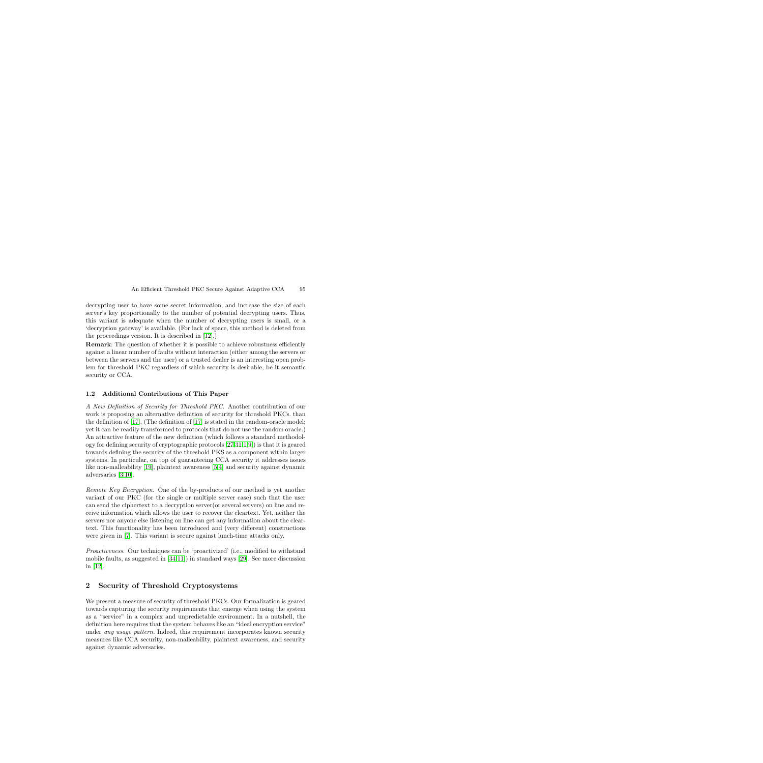decrypting user to have some secret information, and increase the size of each server's key proportionally to the number of potential decrypting users. Thus, this variant is adequate when the number of decrypting users is small, or a 'decryption gateway' is available. (For lack of space, this method is deleted from the proceedings version. It is described in [12].)

**Remark**: The question of whether it is possible to achieve robustness efficiently against a linear number of faults without interaction (either among the servers or between the servers and the user) or a trusted dealer is an interesting open problem for threshold PKC regardless of which security is desirable, be it semantic security or CCA.

### 1.2 Additional Contributions of This Paper

*A New Definition of Security for Threshold PKC.* Another contribution of our work is proposing an alternative definition of security for threshold PKCs. than the definition of [17]. (The definition of [17] is stated in the random-oracle model; yet it can be readily transformed to protocols that do not use the random oracle.) An attractive feature of the new definition (which follows a standard methodology for defining security of cryptographic protocols [27,31,1,9]) is that it is geared towards defining the security of the threshold PKS as a component within larger systems. In particular, on top of guaranteeing CCA security it addresses issues like non-malleability [19], plaintext awareness [5,4] and security against dynamic adversaries [3,10].

*Remote Key Encryption.* One of the by-products of our method is yet another variant of our PKC (for the single or multiple server case) such that the user can send the ciphertext to a decryption server(or several servers) on line and receive information which allows the user to recover the cleartext. Yet, neither the servers nor anyone else listening on line can get any information about the cleartext. This functionality has been introduced and (very different) constructions were given in [7]. This variant is secure against lunch-time attacks only.

*Proactiveness.* Our techniques can be 'proactivized' (i.e., modified to withstand mobile faults, as suggested in [34,11]) in standard ways [29]. See more discussion in [12].

## 2 Security of Threshold Cryptosystems

We present a measure of security of threshold PKCs. Our formalization is geared towards capturing the security requirements that emerge when using the system as a "service" in a complex and unpredictable environment. In a nutshell, the definition here requires that the system behaves like an "ideal encryption service" under *any usage pattern*. Indeed, this requirement incorporates known security measures like CCA security, non-malleability, plaintext awareness, and security against dynamic adversaries.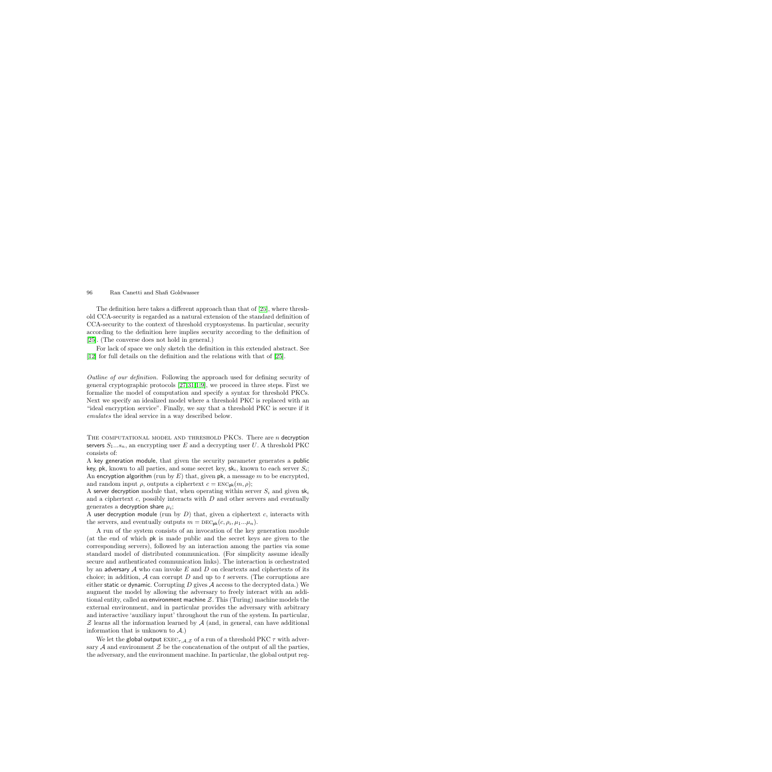The definition here takes a different approach than that of [25], where threshold CCA-security is regarded as a natural extension of the standard definition of CCA-security to the context of threshold cryptosystems. In particular, security according to the definition here implies security according to the definition of [25]. (The converse does not hold in general.)

For lack of space we only sketch the definition in this extended abstract. See [12] for full details on the definition and the relations with that of [25].

*Outline of our definition.* Following the approach used for defining security of general cryptographic protocols [27,31,1,9], we proceed in three steps. First we formalize the model of computation and specify a syntax for threshold PKCs. Next we specify an idealized model where a threshold PKC is replaced with an "ideal encryption service". Finally, we say that a threshold PKC is secure if it *emulates* the ideal service in a way described below.

The computational model and threshold PKCs. There are $n$ decryption servers $S_1 ... s_n$, an encrypting user $E$ and a decrypting user $U$. A threshold PKC consists of:

A key generation module, that given the security parameter generates a public key, $\mathsf{pk}$, known to all parties, and some secret key, $\mathsf{sk}_i$, known to each server $S_i$;
An encryption algorithm (run by $E$) that, given $\mathsf{pk}$, a message $m$ to be encrypted, and random input $\rho$, outputs a ciphertext $c = \text{ENC}_{\mathsf{pk}}(m, \rho)$;
A server decryption module that, when operating within server $S_i$ and given $\mathsf{sk}_i$ and a ciphertext $c$, possibly interacts with $D$ and other servers and eventually generates a decryption share $\mu_i$;
A user decryption module (run by $D$) that, given a ciphertext $c$, interacts with the servers, and eventually outputs $m = \text{DEC}_{\mathsf{pk}}(c, \rho_i, \mu_1 ... \mu_n)$.

A run of the system consists of an invocation of the key generation module (at the end of which $\mathsf{pk}$ is made public and the secret keys are given to the corresponding servers), followed by an interaction among the parties via some standard model of distributed communication. (For simplicity assume ideally secure and authenticated communication links). The interaction is orchestrated by an adversary $\mathcal{A}$ who can invoke $E$ and $D$ on cleartexts and ciphertexts of its choice; in addition, $\mathcal{A}$ can corrupt $D$ and up to $t$ servers. (The corruptions are either static or dynamic. Corrupting $D$ gives $\mathcal{A}$ access to the decrypted data.) We augment the model by allowing the adversary to freely interact with an additional entity, called an environment machine $\mathcal{Z}$. This (Turing) machine models the external environment, and in particular provides the adversary with arbitrary and interactive 'auxiliary input' throughout the run of the system. In particular, $\mathcal{Z}$ learns all the information learned by $\mathcal{A}$ (and, in general, can have additional information that is unknown to $\mathcal{A}$.)

We let the global output $\text{EXEC}_{\tau,\mathcal{A},\mathcal{Z}}$ of a run of a threshold PKC $\tau$ with adversary $\mathcal{A}$ and environment $\mathcal{Z}$ be the concatenation of the output of all the parties, the adversary, and the environment machine. In particular, the global output reg-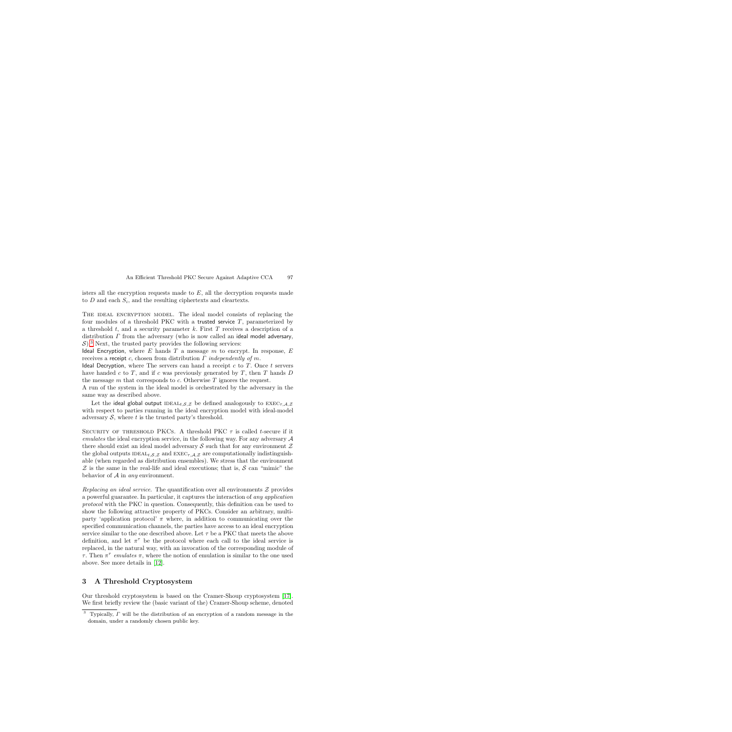isters all the encryption requests made to $E$, all the decryption requests made to $D$ and each $S_i$, and the resulting ciphertexts and cleartexts.

The ideal encryption model. The ideal model consists of replacing the four modules of a threshold PKC with a trusted service $T$, parameterized by a threshold $t$, and a security parameter $k$. First $T$ receives a description of a distribution $\Gamma$ from the adversary (who is now called an ideal model adversary, $\mathcal{S}$).[3] Next, the trusted party provides the following services:

Ideal Encryption, where $E$ hands $T$ a message $m$ to encrypt. In response, $E$ receives a receipt $c$, chosen from distribution $\Gamma$ *independently of* $m$.

Ideal Decryption, where The servers can hand a receipt $c$ to $T$. Once $t$ servers have handed $c$ to $T$, and if $c$ was previously generated by $T$, then $T$ hands $D$ the message $m$ that corresponds to $c$. Otherwise $T$ ignores the request.

A run of the system in the ideal model is orchestrated by the adversary in the same way as described above.

Let the ideal global output $\text{IDEAL}_{t,\mathcal{S},\mathcal{Z}}$ be defined analogously to $\text{EXEC}_{\tau,\mathcal{A},\mathcal{Z}}$ with respect to parties running in the ideal encryption model with ideal-model adversary $\mathcal{S}$, where $t$ is the trusted party's threshold.

Security of threshold PKCs. A threshold PKC $\tau$ is called $t$-secure if it *emulates* the ideal encryption service, in the following way. For any adversary $\mathcal{A}$ there should exist an ideal model adversary $\mathcal{S}$ such that for any environment $\mathcal{Z}$ the global outputs $\text{IDEAL}_{t,\mathcal{S},\mathcal{Z}}$ and $\text{EXEC}_{\tau,\mathcal{A},\mathcal{Z}}$ are computationally indistinguishable (when regarded as distribution ensembles). We stress that the environment $\mathcal{Z}$ is the same in the real-life and ideal executions; that is, $\mathcal{S}$ can "mimic" the behavior of $\mathcal{A}$ in *any* environment.

*Replacing an ideal service.* The quantification over all environments $\mathcal{Z}$ provides a powerful guarantee. In particular, it captures the interaction of *any application protocol* with the PKC in question. Consequently, this definition can be used to show the following attractive property of PKCs. Consider an arbitrary, multi-party 'application protocol' $\pi$ where, in addition to communicating over the specified communication channels, the parties have access to an ideal encryption service similar to the one described above. Let $\tau$ be a PKC that meets the above definition, and let $\pi^\tau$ be the protocol where each call to the ideal service is replaced, in the natural way, with an invocation of the corresponding module of $\tau$. Then $\pi^\tau$ *emulates* $\pi$, where the notion of emulation is similar to the one used above. See more details in [12].

## 3 A Threshold Cryptosystem

Our threshold cryptosystem is based on the Cramer-Shoup cryptosystem [17]. We first briefly review the (basic variant of the) Cramer-Shoup scheme, denoted

[3] Typically, $\Gamma$ will be the distribution of an encryption of a random message in the domain, under a randomly chosen public key.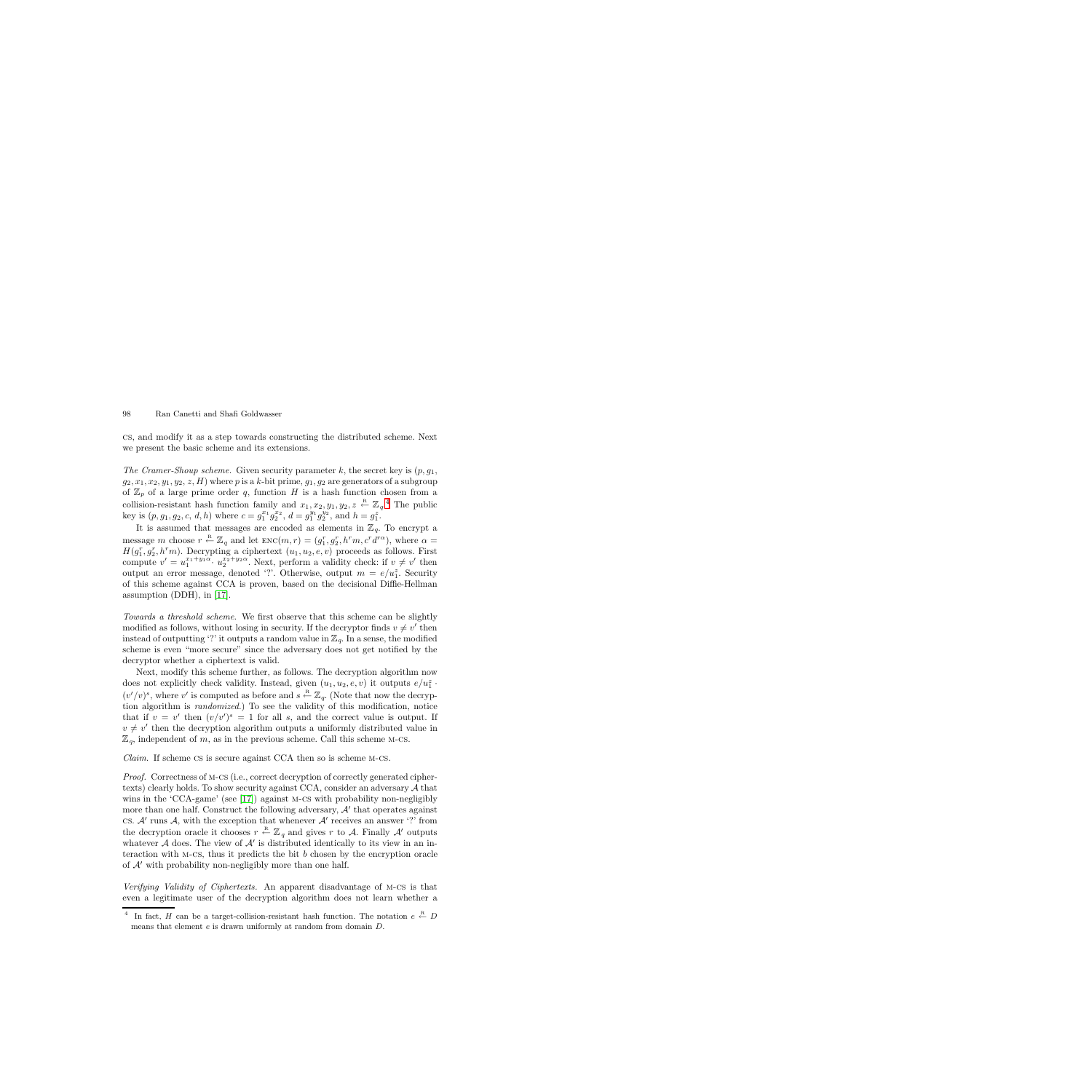CS, and modify it as a step towards constructing the distributed scheme. Next we present the basic scheme and its extensions.

*The Cramer-Shoup scheme.* Given security parameter $k$, the secret key is $(p, g_1, g_2, x_1, x_2, y_1, y_2, z, H)$ where $p$ is a $k$-bit prime, $g_1, g_2$ are generators of a subgroup of $\mathbb{Z}_p$ of a large prime order $q$, function $H$ is a hash function chosen from a collision-resistant hash function family and $x_1, x_2, y_1, y_2, z \stackrel{R}{\leftarrow} \mathbb{Z}_q$.[4] The public key is $(p, g_1, g_2, c, d, h)$ where $c = g_1^{x_1} g_2^{x_2}$, $d = g_1^{y_1} g_2^{y_2}$, and $h = g_1^z$.

It is assumed that messages are encoded as elements in $\mathbb{Z}_q$. To encrypt a message $m$ choose $r \stackrel{R}{\leftarrow} \mathbb{Z}_q$ and let $\text{ENC}(m, r) = (g_1^r, g_2^r, h^r m, c^r d^{r\alpha})$, where $\alpha = H(g_1^r, g_2^r, h^r m)$. Decrypting a ciphertext $(u_1, u_2, e, v)$ proceeds as follows. First compute $v' = u_1^{x_1 + y_1 \alpha} \cdot u_2^{x_2 + y_2 \alpha}$. Next, perform a validity check: if $v \neq v'$ then output an error message, denoted '?'. Otherwise, output $m = e/u_1^z$. Security of this scheme against CCA is proven, based on the decisional Diffie-Hellman assumption (DDH), in [17].

*Towards a threshold scheme.* We first observe that this scheme can be slightly modified as follows, without losing in security. If the decryptor finds $v \neq v'$ then instead of outputting '?' it outputs a random value in $\mathbb{Z}_q$. In a sense, the modified scheme is even "more secure" since the adversary does not get notified by the decryptor whether a ciphertext is valid.

Next, modify this scheme further, as follows. The decryption algorithm now does not explicitly check validity. Instead, given $(u_1, u_2, e, v)$ it outputs $e/u_1^z \cdot (v'/v)^s$, where $v'$ is computed as before and $s \stackrel{R}{\leftarrow} \mathbb{Z}_q$. (Note that now the decryption algorithm is *randomized*.) To see the validity of this modification, notice that if $v = v'$ then $(v/v')^s = 1$ for all $s$, and the correct value is output. If $v \neq v'$ then the decryption algorithm outputs a uniformly distributed value in $\mathbb{Z}_q$, independent of $m$, as in the previous scheme. Call this scheme M-CS.

*Claim.* If scheme CS is secure against CCA then so is scheme M-CS.

*Proof.* Correctness of M-CS (i.e., correct decryption of correctly generated ciphertexts) clearly holds. To show security against CCA, consider an adversary $\mathcal{A}$ that wins in the 'CCA-game' (see [17]) against M-CS with probability non-negligibly more than one half. Construct the following adversary, $\mathcal{A}'$ that operates against CS. $\mathcal{A}'$ runs $\mathcal{A}$, with the exception that whenever $\mathcal{A}'$ receives an answer '?' from the decryption oracle it chooses $r \stackrel{R}{\leftarrow} \mathbb{Z}_q$ and gives $r$ to $\mathcal{A}$. Finally $\mathcal{A}'$ outputs whatever $\mathcal{A}$ does. The view of $\mathcal{A}'$ is distributed identically to its view in an interaction with M-CS, thus it predicts the bit $b$ chosen by the encryption oracle of $\mathcal{A}'$ with probability non-negligibly more than one half.

*Verifying Validity of Ciphertexts.* An apparent disadvantage of M-CS is that even a legitimate user of the decryption algorithm does not learn whether a

---

[4] In fact, $H$ can be a target-collision-resistant hash function. The notation $e \stackrel{R}{\leftarrow} D$ means that element $e$ is drawn uniformly at random from domain $D$.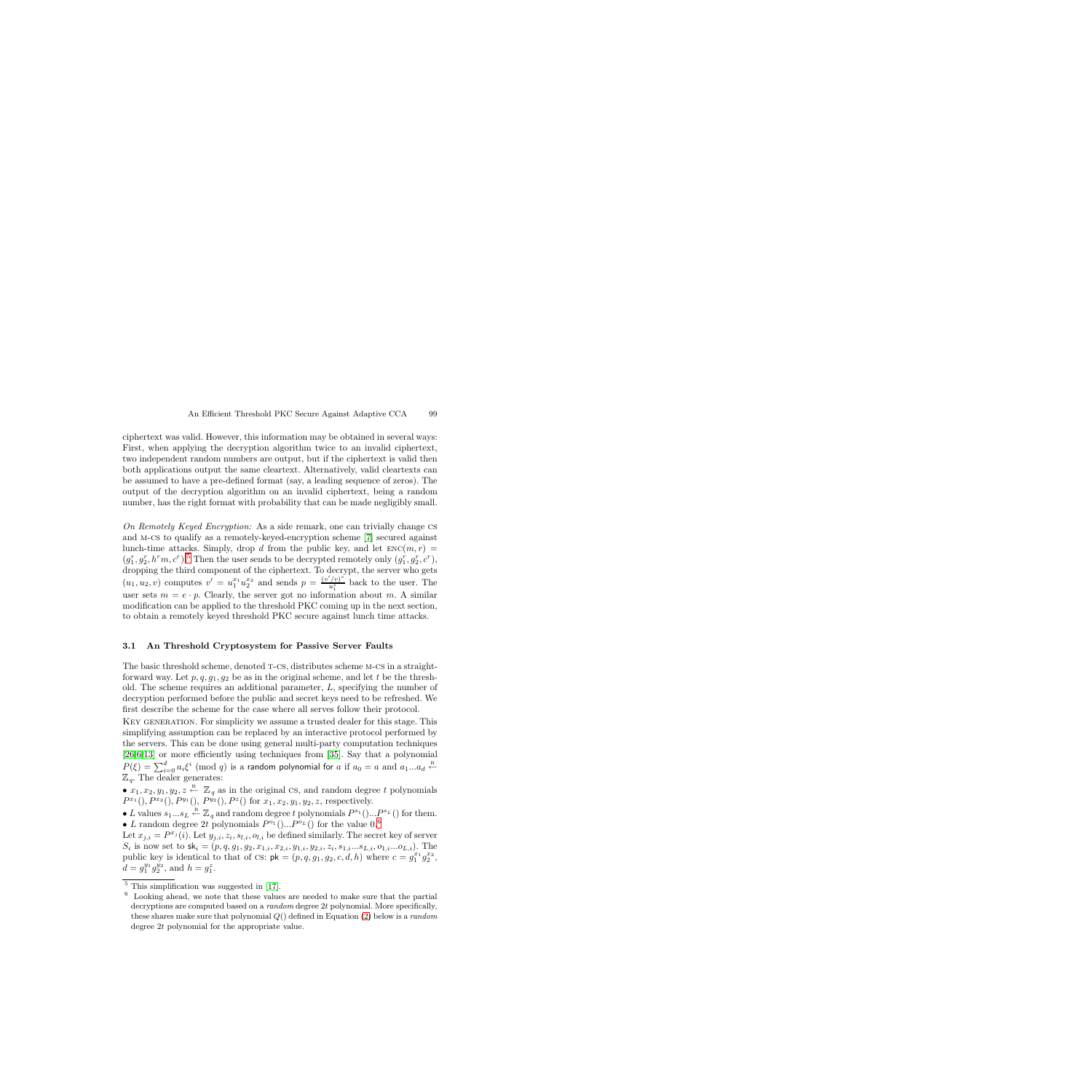ciphertext was valid. However, this information may be obtained in several ways: First, when applying the decryption algorithm twice to an invalid ciphertext, two independent random numbers are output, but if the ciphertext is valid then both applications output the same cleartext. Alternatively, valid cleartexts can be assumed to have a pre-defined format (say, a leading sequence of zeros). The output of the decryption algorithm on an invalid ciphertext, being a random number, has the right format with probability that can be made negligibly small.

*On Remotely Keyed Encryption:* As a side remark, one can trivially change CS and M-CS to qualify as a remotely-keyed-encryption scheme [7] secured against lunch-time attacks. Simply, drop $d$ from the public key, and let $\text{ENC}(m,r) = (g_1^r, g_2^r, h^r m, c^r)$.[5] Then the user sends to be decrypted remotely only $(g_1^r, g_2^r, c^r)$, dropping the third component of the ciphertext. To decrypt, the server who gets $(u_1, u_2, v)$ computes $v' = u_1^{x_1} u_2^{x_2}$ and sends $p = \frac{(v'/v)^s}{u_1^z}$ back to the user. The user sets $m = e \cdot p$. Clearly, the server got no information about $m$. A similar modification can be applied to the threshold PKC coming up in the next section, to obtain a remotely keyed threshold PKC secure against lunch time attacks.

### 3.1 An Threshold Cryptosystem for Passive Server Faults

The basic threshold scheme, denoted T-CS, distributes scheme M-CS in a straightforward way. Let $p, q, g_1, g_2$ be as in the original scheme, and let $t$ be the threshold. The scheme requires an additional parameter, $L$, specifying the number of decryption performed before the public and secret keys need to be refreshed. We first describe the scheme for the case where all serves follow their protocol.

KEY GENERATION. For simplicity we assume a trusted dealer for this stage. This simplifying assumption can be replaced by an interactive protocol performed by the servers. This can be done using general multi-party computation techniques [26,6,13] or more efficiently using techniques from [35]. Say that a polynomial $P(\xi) = \sum_{i=0}^{d} a_i \xi^i \pmod q$ is a random polynomial for $a$ if $a_0 = a$ and $a_1 ... a_d \stackrel{R}{\leftarrow} \mathbb{Z}_q$. The dealer generates:

- $x_1, x_2, y_1, y_2, z \stackrel{R}{\leftarrow} \mathbb{Z}_q$ as in the original CS, and random degree $t$ polynomials $P^{x_1}(), P^{x_2}(), P^{y_1}(), P^{y_2}(), P^{z}()$ for $x_1, x_2, y_1, y_2, z$, respectively.
- $L$ values $s_1 ... s_L \stackrel{R}{\leftarrow} \mathbb{Z}_q$ and random degree $t$ polynomials $P^{s_1}() ... P^{s_L}()$ for them.
- $L$ random degree $2t$ polynomials $P^{o_1}() ... P^{o_L}()$ for the value 0.[6]

Let $x_{j,i} = P^{x_j}(i)$. Let $y_{j,i}, z_i, s_{l,i}, o_{l,i}$ be defined similarly. The secret key of server $S_i$ is now set to $\mathsf{sk}_i = (p, q, g_1, g_2, x_{1,i}, x_{2,i}, y_{1,i}, y_{2,i}, z_i, s_{1,i} ... s_{L,i}, o_{1,i} ... o_{L,i})$. The public key is identical to that of CS: $\mathsf{pk} = (p, q, g_1, g_2, c, d, h)$ where $c = g_1^{x_1} g_2^{x_2}$, $d = g_1^{y_1} g_2^{y_2}$, and $h = g_1^z$.

[5] This simplification was suggested in [17].

[6] Looking ahead, we note that these values are needed to make sure that the partial decryptions are computed based on a *random* degree $2t$ polynomial. More specifically, these shares make sure that polynomial $Q()$ defined in Equation (2) below is a *random* degree $2t$ polynomial for the appropriate value.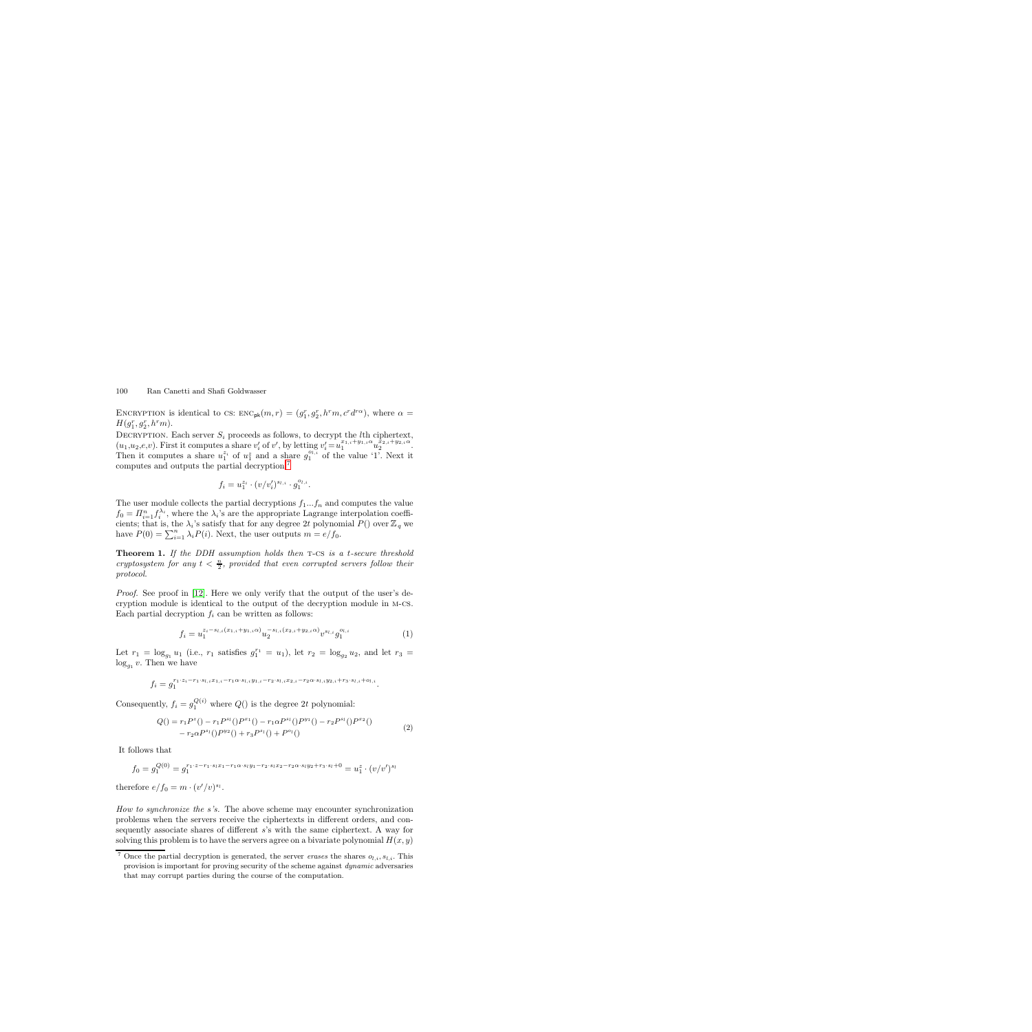Encryption is identical to CS: $\text{ENC}_{\mathsf{pk}}(m, r) = (g_1^r, g_2^r, h^r m, c^r d^{r\alpha})$, where $\alpha = H(g_1^r, g_2^r, h^r m)$.

Decryption. Each server $S_i$ proceeds as follows, to decrypt the $l$th ciphertext, $(u_1, u_2, e, v)$. First it computes a share $v_i'$ of $v'$, by letting $v_i' = u_1^{x_{1,i}+y_{1,i}\alpha} u_2^{x_{2,i}+y_{2,i}\alpha}$. Then it computes a share $u_1^{z_i}$ of $u_1^z$ and a share $g_1^{o_{l,i}}$ of the value '1'. Next it computes and outputs the partial decryption:[7]

$$f_i = u_1^{z_i} \cdot (v/v_i')^{s_{l,i}} \cdot g_1^{o_{l,i}}.$$

The user module collects the partial decryptions $f_1 ... f_n$ and computes the value $f_0 = \Pi_{i=1}^n f_i^{\lambda_i}$, where the $\lambda_i$'s are the appropriate Lagrange interpolation coefficients; that is, the $\lambda_i$'s satisfy that for any degree $2t$ polynomial $P()$ over $\mathbb{Z}_q$ we have $P(0) = \sum_{i=1}^n \lambda_i P(i)$. Next, the user outputs $m = e/f_0$.

**Theorem 1.** *If the DDH assumption holds then* T-CS *is a $t$-secure threshold cryptosystem for any $t < \frac{n}{2}$, provided that even corrupted servers follow their protocol.*

*Proof.* See proof in [12]. Here we only verify that the output of the user's decryption module is identical to the output of the decryption module in M-CS. Each partial decryption $f_i$ can be written as follows:

$$f_i = u_1^{z_i - s_{l,i}(x_{1,i}+y_{1,i}\alpha)} u_2^{-s_{l,i}(x_{2,i}+y_{2,i}\alpha)} v^{s_{l,i}} g_1^{o_{l,i}} \tag{1}$$

Let $r_1 = \log_{g_1} u_1$ (i.e., $r_1$ satisfies $g_1^{r_1} = u_1$), let $r_2 = \log_{g_2} u_2$, and let $r_3 = \log_{g_1} v$. Then we have

$$f_i = g_1^{r_1 \cdot z_i - r_1 \cdot s_{l,i} x_{1,i} - r_1 \alpha \cdot s_{l,i} y_{1,i} - r_2 \cdot s_{l,i} x_{2,i} - r_2 \alpha \cdot s_{l,i} y_{2,i} + r_3 \cdot s_{l,i} + o_{l,i}}.$$

Consequently, $f_i = g_1^{Q(i)}$ where $Q()$ is the degree $2t$ polynomial:

$$\begin{aligned} Q() = {} & r_1 P^z() - r_1 P^{s_l}() P^{x_1}() - r_1 \alpha P^{s_l}() P^{y_1}() - r_2 P^{s_l}() P^{x_2}() \\ & - r_2 \alpha P^{s_l}() P^{y_2}() + r_3 P^{s_l}() + P^{o_l}() \end{aligned} \tag{2}$$

It follows that

$$f_0 = g_1^{Q(0)} = g_1^{r_1 \cdot z - r_1 \cdot s_l x_1 - r_1 \alpha \cdot s_l y_1 - r_2 \cdot s_l x_2 - r_2 \alpha \cdot s_l y_2 + r_3 \cdot s_l + 0} = u_1^z \cdot (v/v')^{s_l}$$

therefore $e/f_0 = m \cdot (v'/v)^{s_l}$.

*How to synchronize the s's.* The above scheme may encounter synchronization problems when the servers receive the ciphertexts in different orders, and consequently associate shares of different $s$'s with the same ciphertext. A way for solving this problem is to have the servers agree on a bivariate polynomial $H(x, y)$

[7] Once the partial decryption is generated, the server *erases* the shares $o_{l,i}, s_{l,i}$. This provision is important for proving security of the scheme against *dynamic* adversaries that may corrupt parties during the course of the computation.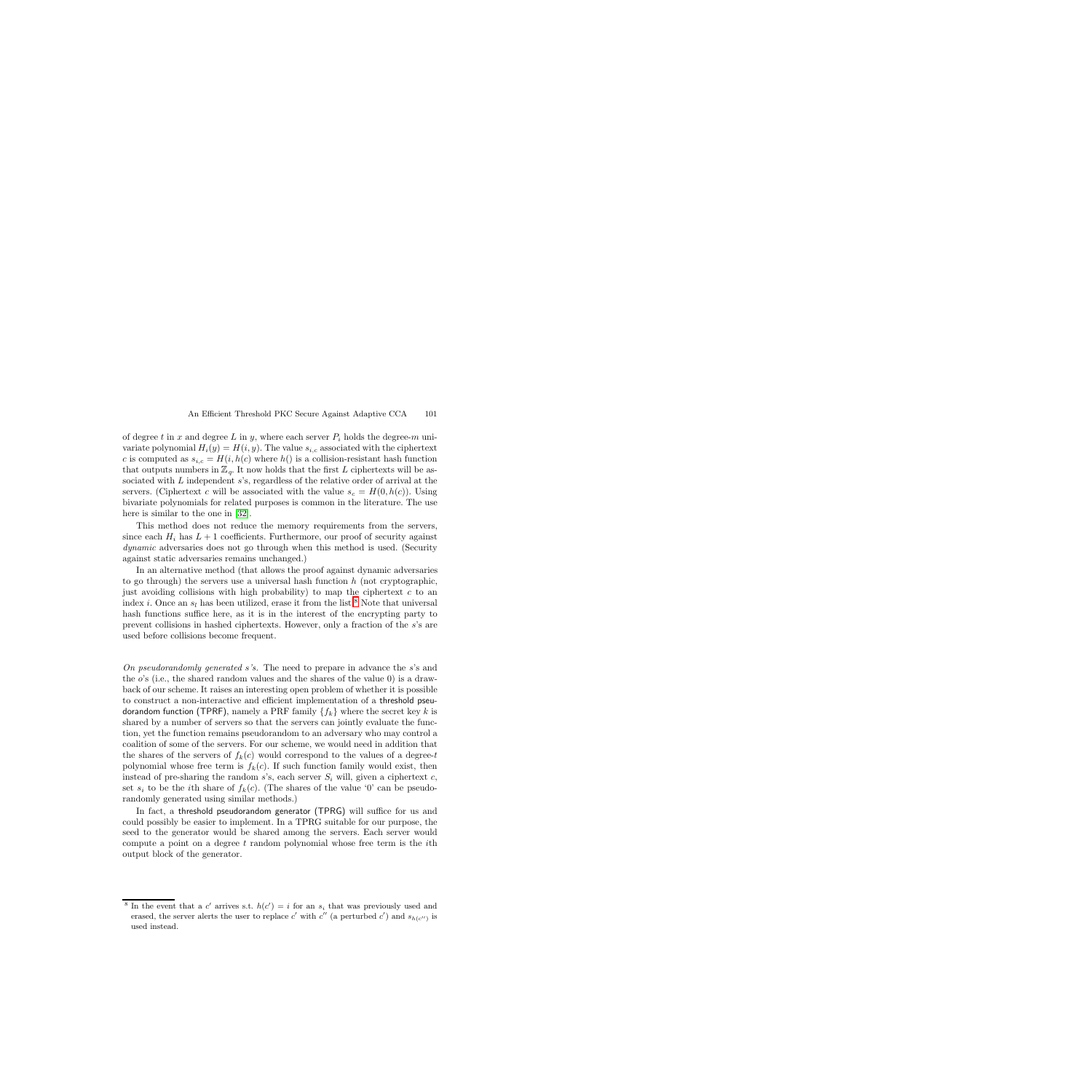of degree $t$ in $x$ and degree $L$ in $y$, where each server $P_i$ holds the degree-$m$ univariate polynomial $H_i(y) = H(i, y)$. The value $s_{i,c}$ associated with the ciphertext $c$ is computed as $s_{i,c} = H(i, h(c))$ where $h()$ is a collision-resistant hash function that outputs numbers in $\mathbb{Z}_q$. It now holds that the first $L$ ciphertexts will be associated with $L$ independent $s$'s, regardless of the relative order of arrival at the servers. (Ciphertext $c$ will be associated with the value $s_c = H(0, h(c))$. Using bivariate polynomials for related purposes is common in the literature. The use here is similar to the one in [32].

This method does not reduce the memory requirements from the servers, since each $H_i$ has $L + 1$ coefficients. Furthermore, our proof of security against *dynamic* adversaries does not go through when this method is used. (Security against static adversaries remains unchanged.)

In an alternative method (that allows the proof against dynamic adversaries to go through) the servers use a universal hash function $h$ (not cryptographic, just avoiding collisions with high probability) to map the ciphertext $c$ to an index $i$. Once an $s_l$ has been utilized, erase it from the list.[8] Note that universal hash functions suffice here, as it is in the interest of the encrypting party to prevent collisions in hashed ciphertexts. However, only a fraction of the $s$'s are used before collisions become frequent.

*On pseudorandomly generated s's.* The need to prepare in advance the $s$'s and the $o$'s (i.e., the shared random values and the shares of the value 0) is a drawback of our scheme. It raises an interesting open problem of whether it is possible to construct a non-interactive and efficient implementation of a threshold pseudorandom function (TPRF), namely a PRF family $\{f_k\}$ where the secret key $k$ is shared by a number of servers so that the servers can jointly evaluate the function, yet the function remains pseudorandom to an adversary who may control a coalition of some of the servers. For our scheme, we would need in addition that the shares of the servers of $f_k(c)$ would correspond to the values of a degree-$t$ polynomial whose free term is $f_k(c)$. If such function family would exist, then instead of pre-sharing the random $s$'s, each server $S_i$ will, given a ciphertext $c$, set $s_i$ to be the $i$th share of $f_k(c)$. (The shares of the value '0' can be pseudorandomly generated using similar methods.)

In fact, a threshold pseudorandom generator (TPRG) will suffice for us and could possibly be easier to implement. In a TPRG suitable for our purpose, the seed to the generator would be shared among the servers. Each server would compute a point on a degree $t$ random polynomial whose free term is the $i$th output block of the generator.

---

[8] In the event that a $c'$ arrives s.t. $h(c') = i$ for an $s_i$ that was previously used and erased, the server alerts the user to replace $c'$ with $c''$ (a perturbed $c'$) and $s_{h(c'')}$ is used instead.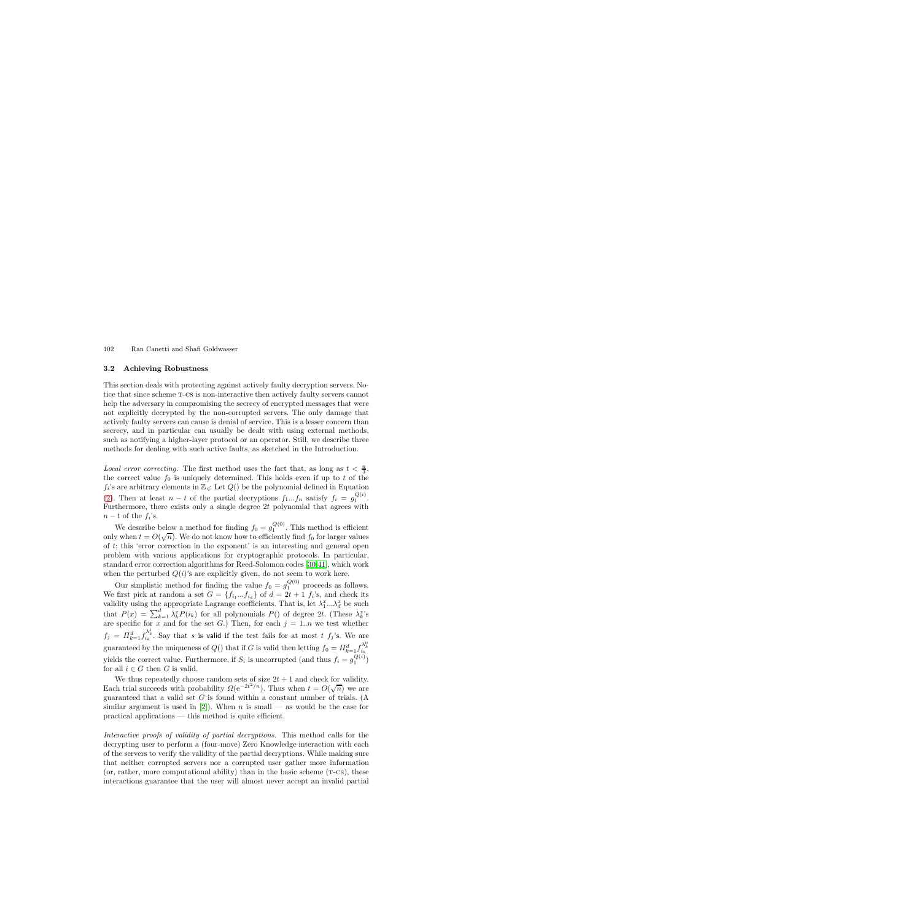### 3.2 Achieving Robustness

This section deals with protecting against actively faulty decryption servers. Notice that since scheme T-CS is non-interactive then actively faulty servers cannot help the adversary in compromising the secrecy of encrypted messages that were not explicitly decrypted by the non-corrupted servers. The only damage that actively faulty servers can cause is denial of service. This is a lesser concern than secrecy, and in particular can usually be dealt with using external methods, such as notifying a higher-layer protocol or an operator. Still, we describe three methods for dealing with such active faults, as sketched in the Introduction.

*Local error correcting.* The first method uses the fact that, as long as $t < \frac{n}{3}$, the correct value $f_0$ is uniquely determined. This holds even if up to $t$ of the $f_i$'s are arbitrary elements in $\mathbb{Z}_q$: Let $Q()$ be the polynomial defined in Equation (2). Then at least $n - t$ of the partial decryptions $f_1...f_n$ satisfy $f_i = g_1^{Q(i)}$. Furthermore, there exists only a single degree $2t$ polynomial that agrees with $n - t$ of the $f_i$'s.

We describe below a method for finding $f_0 = g_1^{Q(0)}$. This method is efficient only when $t = O(\sqrt{n})$. We do not know how to efficiently find $f_0$ for larger values of $t$; this 'error correction in the exponent' is an interesting and general open problem with various applications for cryptographic protocols. In particular, standard error correction algorithms for Reed-Solomon codes [30,41], which work when the perturbed $Q(i)$'s are explicitly given, do not seem to work here.

Our simplistic method for finding the value $f_0 = g_1^{Q(0)}$ proceeds as follows. We first pick at random a set $G = \{f_{i_1}...f_{i_d}\}$ of $d = 2t + 1$ $f_i$'s, and check its validity using the appropriate Lagrange coefficients. That is, let $\lambda_1^x...\lambda_d^x$ be such that $P(x) = \sum_{k=1}^{d} \lambda_k^x P(i_k)$ for all polynomials $P()$ of degree $2t$. (These $\lambda_k^x$'s are specific for $x$ and for the set $G$.) Then, for each $j = 1..n$ we test whether $f_j = \Pi_{k=1}^{d} f_{i_k}^{\lambda_k^j}$. Say that $s$ is valid if the test fails for at most $t$ $f_j$'s. We are guaranteed by the uniqueness of $Q()$ that if $G$ is valid then letting $f_0 = \Pi_{k=1}^{d} f_{i_k}^{\lambda_k^0}$ yields the correct value. Furthermore, if $S_i$ is uncorrupted (and thus $f_i = g_1^{Q(i)}$) for all $i \in G$ then $G$ is valid.

We thus repeatedly choose random sets of size $2t + 1$ and check for validity. Each trial succeeds with probability $\Omega(e^{-2t^2/n})$. Thus when $t = O(\sqrt{n})$ we are guaranteed that a valid set $G$ is found within a constant number of trials. (A similar argument is used in [2]). When $n$ is small — as would be the case for practical applications — this method is quite efficient.

*Interactive proofs of validity of partial decryptions.* This method calls for the decrypting user to perform a (four-move) Zero Knowledge interaction with each of the servers to verify the validity of the partial decryptions. While making sure that neither corrupted servers nor a corrupted user gather more information (or, rather, more computational ability) than in the basic scheme (T-CS), these interactions guarantee that the user will almost never accept an invalid partial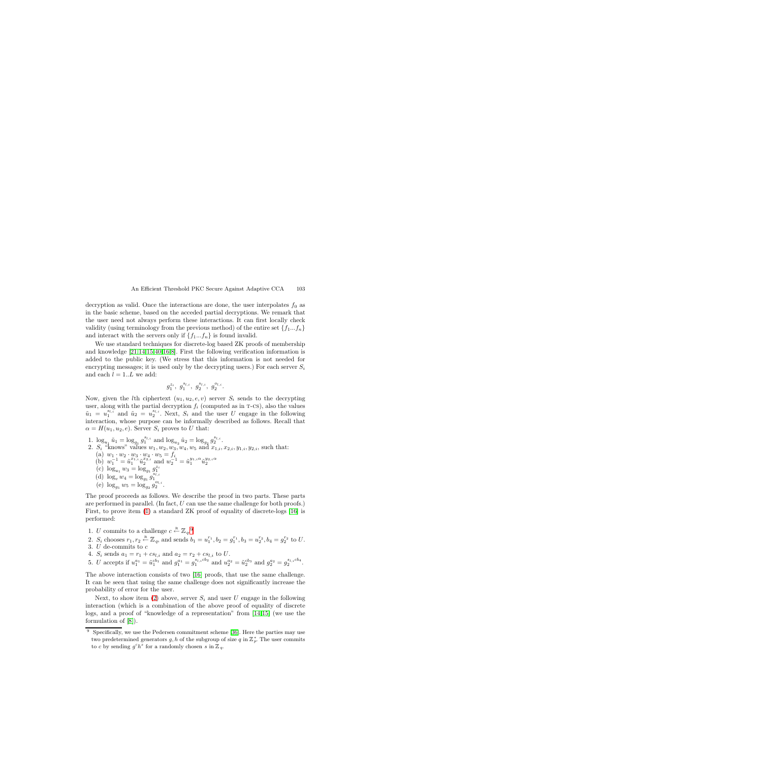decryption as valid. Once the interactions are done, the user interpolates $f_0$ as in the basic scheme, based on the acceded partial decryptions. We remark that the user need not always perform these interactions. It can first locally check validity (using terminology from the previous method) of the entire set $\{f_1...f_n\}$ and interact with the servers only if $\{f_1...f_n\}$ is found invalid.

We use standard techniques for discrete-log based ZK proofs of membership and knowledge [21,14,15,40,16,8]. First the following verification information is added to the public key. (We stress that this information is not needed for encrypting messages; it is used only by the decrypting users.) For each server $S_i$ and each $l = 1..L$ we add:

$$g_1^{z_i},\ g_1^{s_{l,i}},\ g_2^{s_{l,i}},\ g_2^{o_{l,i}}.$$

Now, given the $l$th ciphertext $(u_1, u_2, e, v)$ server $S_i$ sends to the decrypting user, along with the partial decryption $f_i$ (computed as in T-CS), also the values $\tilde{u}_1 = u_1^{s_{l,i}}$ and $\tilde{u}_2 = u_2^{s_{l,i}}$. Next, $S_i$ and the user $U$ engage in the following interaction, whose purpose can be informally described as follows. Recall that $\alpha = H(u_1, u_2, e)$. Server $S_i$ proves to $U$ that:

1. $\log_{u_1} \tilde{u}_1 = \log_{g_1} g_1^{s_{l,i}}$ and $\log_{u_2} \tilde{u}_2 = \log_{g_2} g_2^{s_{l,i}}$.
2. $S_i$ "knows" values $w_1, w_2, w_3, w_4, w_5$ and $x_{1,i}, x_{2,i}, y_{1,i}, y_{2,i}$, such that:
   (a) $w_1 \cdot w_2 \cdot w_3 \cdot w_4 \cdot w_5 = f_i$
   (b) $w_1^{-1} = \tilde{u}_1^{x_{1,i}} \tilde{u}_2^{x_{2,i}}$ and $w_2^{-1} = \tilde{u}_1^{y_{1,i}\alpha} \tilde{u}_2^{y_{2,i}\alpha}$
   (c) $\log_{u_1} w_3 = \log_{g_1} g_1^{z_i}$
   (d) $\log_v w_4 = \log_{g_1} g_1^{s_{l,i}}$
   (e) $\log_{g_1} w_5 = \log_{g_2} g_2^{o_{l,i}}$.

The proof proceeds as follows. We describe the proof in two parts. These parts are performed in parallel. (In fact, $U$ can use the same challenge for both proofs.) First, to prove item (1) a standard ZK proof of equality of discrete-logs [16] is performed:

1. $U$ commits to a challenge $c \stackrel{R}{\leftarrow} \mathbb{Z}_q$.[9]
2. $S_i$ chooses $r_1, r_2 \stackrel{R}{\leftarrow} \mathbb{Z}_q$, and sends $b_1 = u_1^{r_1}, b_2 = g_1^{r_1}, b_3 = u_2^{r_2}, b_4 = g_2^{r_2}$ to $U$.
3. $U$ de-commits to $c$
4. $S_i$ sends $a_1 = r_1 + cs_{l,i}$ and $a_2 = r_2 + cs_{l,i}$ to $U$.
5. $U$ accepts if $u_1^{a_1} = \tilde{u}_1^{c b_1}$ and $g_1^{a_1} = g_1^{s_{l,i} c b_2}$ and $u_2^{a_2} = \tilde{u}_2^{c b_3}$ and $g_2^{a_2} = g_2^{s_{l,i} c b_4}$.

The above interaction consists of two [16] proofs, that use the same challenge. It can be seen that using the same challenge does not significantly increase the probability of error for the user.

Next, to show item (2) above, server $S_i$ and user $U$ engage in the following interaction (which is a combination of the above proof of equality of discrete logs, and a proof of "knowledge of a representation" from [14,15] (we use the formulation of [8]).

[9] Specifically, we use the Pedersen commitment scheme [36]. Here the parties may use two predetermined generators $g, h$ of the subgroup of size $q$ in $\mathbb{Z}_p^*$. The user commits to $c$ by sending $g^c h^s$ for a randomly chosen $s$ in $\mathbb{Z}_q$.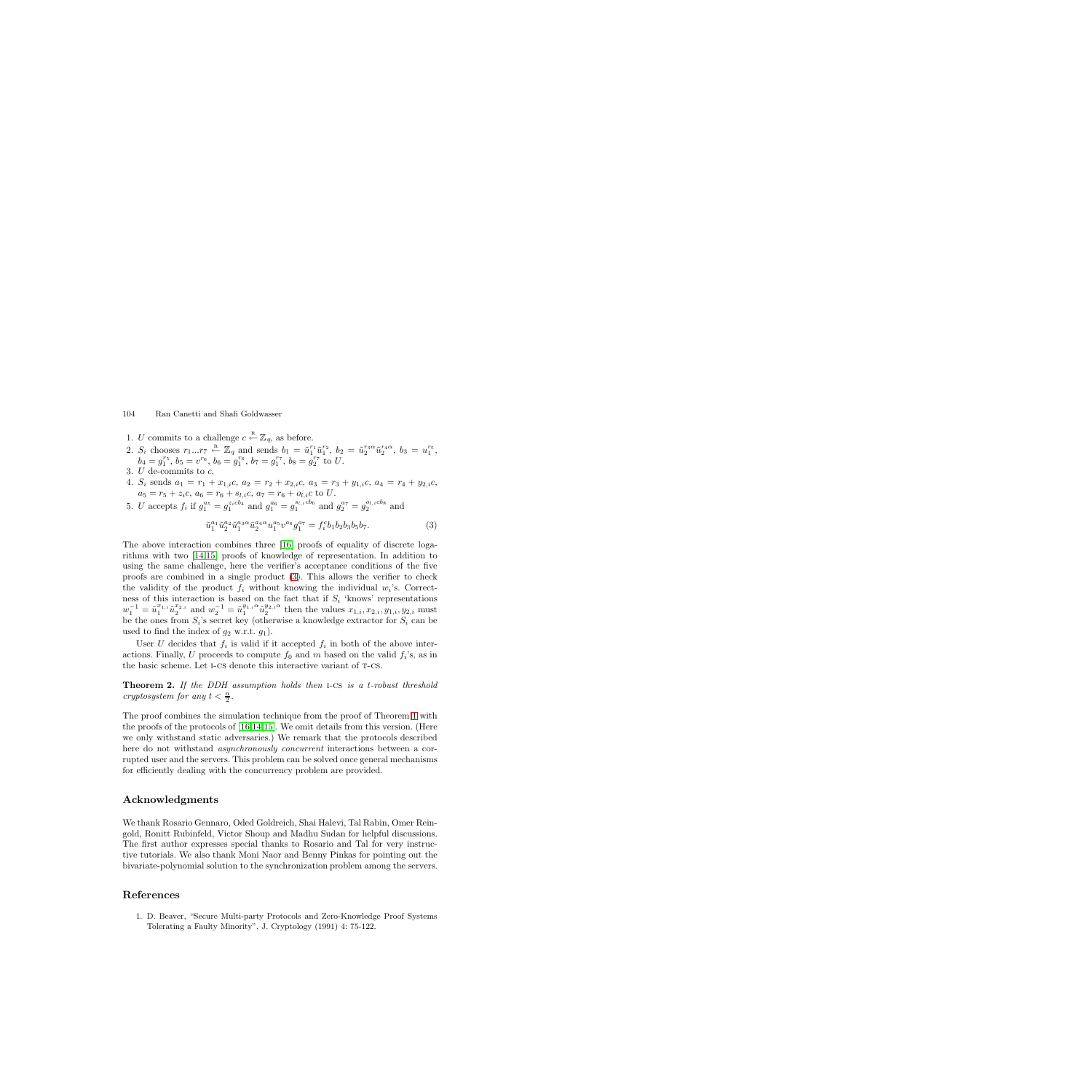1. $U$ commits to a challenge $c \stackrel{R}{\leftarrow} \mathbb{Z}_q$, as before.
2. $S_i$ chooses $r_1 ... r_7 \stackrel{R}{\leftarrow} \mathbb{Z}_q$ and sends $b_1 = \tilde{u}_1^{r_1}\tilde{u}_1^{r_2}$, $b_2 = \tilde{u}_2^{r_3\alpha}\tilde{u}_2^{r_4\alpha}$, $b_3 = u_1^{r_5}$, $b_4 = g_1^{r_5}$, $b_5 = v^{r_6}$, $b_6 = g_1^{r_6}$, $b_7 = g_1^{r_7}$, $b_8 = g_2^{r_7}$ to $U$.
3. $U$ de-commits to $c$.
4. $S_i$ sends $a_1 = r_1 + x_{1,i}c$, $a_2 = r_2 + x_{2,i}c$, $a_3 = r_3 + y_{1,i}c$, $a_4 = r_4 + y_{2,i}c$, $a_5 = r_5 + z_i c$, $a_6 = r_6 + s_{l,i}c$, $a_7 = r_6 + o_{l,i}c$ to $U$.
5. $U$ accepts $f_i$ if $g_1^{a_5} = g_1^{z_i c b_4}$ and $g_1^{a_6} = g_1^{s_{l,i} c b_6}$ and $g_2^{a_7} = g_2^{o_{l,i} c b_8}$ and

$$\tilde{u}_1^{a_1}\tilde{u}_2^{a_2}\tilde{u}_1^{a_3\alpha}\tilde{u}_2^{a_4\alpha}u_1^{a_5}v^{a_6}g_1^{a_7} = f_i^c b_1 b_2 b_3 b_5 b_7. \tag{3}$$

The above interaction combines three [16] proofs of equality of discrete logarithms with two [14,15] proofs of knowledge of representation. In addition to using the same challenge, here the verifier's acceptance conditions of the five proofs are combined in a single product (3). This allows the verifier to check the validity of the product $f_i$ without knowing the individual $w_i$'s. Correctness of this interaction is based on the fact that if $S_i$ 'knows' representations $w_1^{-1} = \tilde{u}_1^{x_{1,i}}\tilde{u}_2^{x_{2,i}}$ and $w_2^{-1} = \tilde{u}_1^{y_{1,i}\alpha}\tilde{u}_2^{y_{2,i}\alpha}$ then the values $x_{1,i}, x_{2,i}, y_{1,i}, y_{2,i}$ must be the ones from $S_i$'s secret key (otherwise a knowledge extractor for $S_i$ can be used to find the index of $g_2$ w.r.t. $g_1$).

User $U$ decides that $f_i$ is valid if it accepted $f_i$ in both of the above interactions. Finally, $U$ proceeds to compute $f_0$ and $m$ based on the valid $f_i$'s, as in the basic scheme. Let I-CS denote this interactive variant of T-CS.

**Theorem 2.** *If the DDH assumption holds then* I-CS *is a $t$-robust threshold cryptosystem for any $t < \frac{n}{2}$.*

The proof combines the simulation technique from the proof of Theorem 1 with the proofs of the protocols of [16,14,15]. We omit details from this version. (Here we only withstand static adversaries.) We remark that the protocols described here do not withstand *asynchronously concurrent* interactions between a corrupted user and the servers. This problem can be solved once general mechanisms for efficiently dealing with the concurrency problem are provided.

## Acknowledgments

We thank Rosario Gennaro, Oded Goldreich, Shai Halevi, Tal Rabin, Omer Reingold, Ronitt Rubinfeld, Victor Shoup and Madhu Sudan for helpful discussions. The first author expresses special thanks to Rosario and Tal for very instructive tutorials. We also thank Moni Naor and Benny Pinkas for pointing out the bivariate-polynomial solution to the synchronization problem among the servers.

## References

1. D. Beaver, "Secure Multi-party Protocols and Zero-Knowledge Proof Systems Tolerating a Faulty Minority", J. Cryptology (1991) 4: 75-122.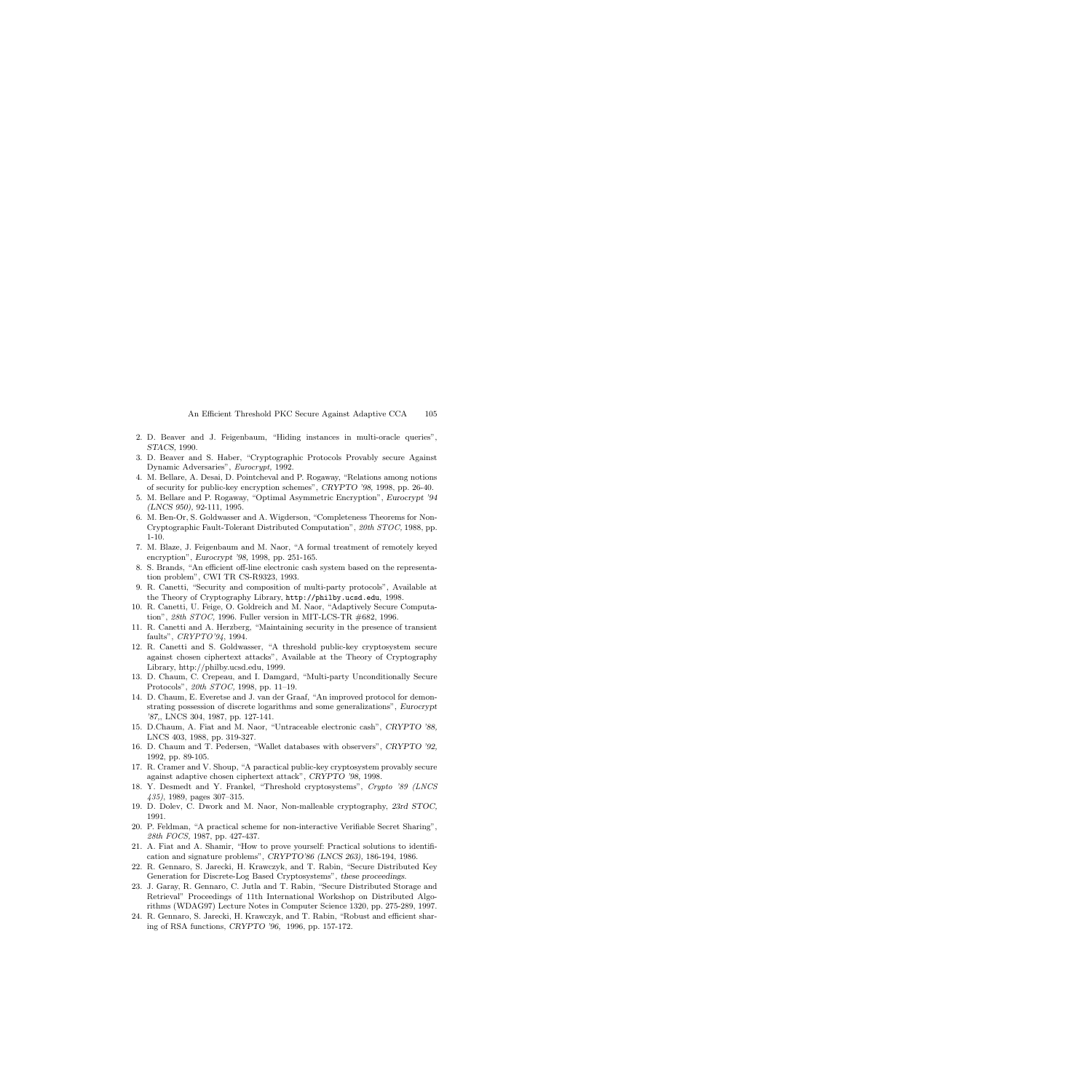2. D. Beaver and J. Feigenbaum, "Hiding instances in multi-oracle queries", *STACS*, 1990.
3. D. Beaver and S. Haber, "Cryptographic Protocols Provably secure Against Dynamic Adversaries". *Eurocrypt,* 1992.
4. M. Bellare, A. Desai, D. Pointcheval and P. Rogaway, "Relations among notions of security for public-key encryption schemes", *CRYPTO '98*, 1998, pp. 26-40.
5. M. Bellare and P. Rogaway, "Optimal Asymmetric Encryption", *Eurocrypt '94 (LNCS 950)*, 92-111, 1995.
6. M. Ben-Or, S. Goldwasser and A. Wigderson, "Completeness Theorems for Non-Cryptographic Fault-Tolerant Distributed Computation", *20th STOC*, 1988, pp. 1-10.
7. M. Blaze, J. Feigenbaum and M. Naor, "A formal treatment of remotely keyed encryption", *Eurocrypt '98*, 1998, pp. 251-165.
8. S. Brands, "An efficient off-line electronic cash system based on the representation problem", CWI TR CS-R9323, 1993.
9. R. Canetti, "Security and composition of multi-party protocols", Available at the Theory of Cryptography Library, `http://philby.ucsd.edu`, 1998.
10. R. Canetti, U. Feige, O. Goldreich and M. Naor, "Adaptively Secure Computation", *28th STOC,* 1996. Fuller version in MIT-LCS-TR #682, 1996.
11. R. Canetti and A. Herzberg, "Maintaining security in the presence of transient faults", *CRYPTO'94*, 1994.
12. R. Canetti and S. Goldwasser, "A threshold public-key cryptosystem secure against chosen ciphertext attacks", Available at the Theory of Cryptography Library, http://philby.ucsd.edu, 1999.
13. D. Chaum, C. Crepeau, and I. Damgard, "Multi-party Unconditionally Secure Protocols", *20th STOC,* 1998, pp. 11–19.
14. D. Chaum, E. Everetse and J. van der Graaf, "An improved protocol for demonstrating possession of discrete logarithms and some generalizations", *Eurocrypt '87,*, LNCS 304, 1987, pp. 127-141.
15. D.Chaum, A. Fiat and M. Naor, "Untraceable electronic cash", *CRYPTO '88*, LNCS 403, 1988, pp. 319-327.
16. D. Chaum and T. Pedersen, "Wallet databases with observers", *CRYPTO '92*, 1992, pp. 89-105.
17. R. Cramer and V. Shoup, "A paractical public-key cryptosystem provably secure against adaptive chosen ciphertext attack", *CRYPTO '98*, 1998.
18. Y. Desmedt and Y. Frankel, "Threshold cryptosystems", *Crypto '89 (LNCS 435)*, 1989, pages 307–315.
19. D. Dolev, C. Dwork and M. Naor, Non-malleable cryptography, *23rd STOC*, 1991.
20. P. Feldman, "A practical scheme for non-interactive Verifiable Secret Sharing", *28th FOCS*, 1987, pp. 427-437.
21. A. Fiat and A. Shamir, "How to prove yourself: Practical solutions to identification and signature problems", *CRYPTO'86 (LNCS 263)*, 186-194, 1986.
22. R. Gennaro, S. Jarecki, H. Krawczyk, and T. Rabin, "Secure Distributed Key Generation for Discrete-Log Based Cryptosystems", *these proceedings.*
23. J. Garay, R. Gennaro, C. Jutla and T. Rabin, "Secure Distributed Storage and Retrieval" Proceedings of 11th International Workshop on Distributed Algorithms (WDAG97) Lecture Notes in Computer Science 1320, pp. 275-289, 1997.
24. R. Gennaro, S. Jarecki, H. Krawczyk, and T. Rabin, "Robust and efficient sharing of RSA functions, *CRYPTO '96,* 1996, pp. 157-172.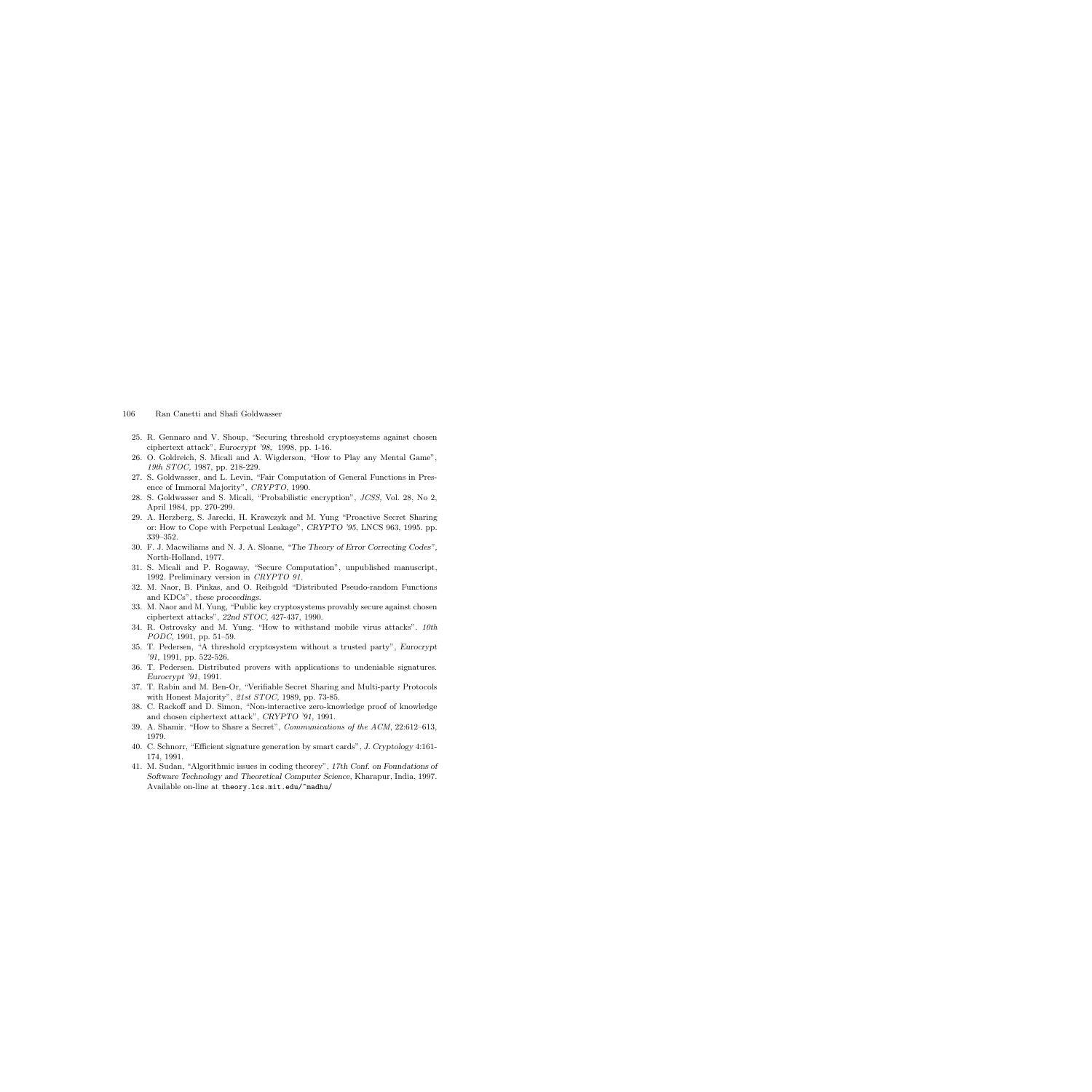25. R. Gennaro and V. Shoup, "Securing threshold cryptosystems against chosen ciphertext attack", *Eurocrypt '98*, 1998, pp. 1-16.
26. O. Goldreich, S. Micali and A. Wigderson, "How to Play any Mental Game", *19th STOC*, 1987, pp. 218-229.
27. S. Goldwasser, and L. Levin, "Fair Computation of General Functions in Presence of Immoral Majority", *CRYPTO*, 1990.
28. S. Goldwasser and S. Micali, "Probabilistic encryption", *JCSS*, Vol. 28, No 2, April 1984, pp. 270-299.
29. A. Herzberg, S. Jarecki, H. Krawczyk and M. Yung "Proactive Secret Sharing or: How to Cope with Perpetual Leakage", *CRYPTO '95*, LNCS 963, 1995. pp. 339–352.
30. F. J. Macwiliams and N. J. A. Sloane, *"The Theory of Error Correcting Codes"*, North-Holland, 1977.
31. S. Micali and P. Rogaway, "Secure Computation", unpublished manuscript, 1992. Preliminary version in *CRYPTO 91*.
32. M. Naor, B. Pinkas, and O. Reibgold "Distributed Pseudo-random Functions and KDCs", *these proceedings*.
33. M. Naor and M. Yung, "Public key cryptosystems provably secure against chosen ciphertext attacks", *22nd STOC*, 427-437, 1990.
34. R. Ostrovsky and M. Yung. "How to withstand mobile virus attacks". *10th PODC*, 1991, pp. 51–59.
35. T. Pedersen, "A threshold cryptosystem without a trusted party", *Eurocrypt '91*, 1991, pp. 522-526.
36. T. Pedersen. Distributed provers with applications to undeniable signatures. *Eurocrypt '91*, 1991.
37. T. Rabin and M. Ben-Or, "Verifiable Secret Sharing and Multi-party Protocols with Honest Majority", *21st STOC*, 1989, pp. 73-85.
38. C. Rackoff and D. Simon, "Non-interactive zero-knowledge proof of knowledge and chosen ciphertext attack", *CRYPTO '91*, 1991.
39. A. Shamir. "How to Share a Secret", *Communications of the ACM*, 22:612–613, 1979.
40. C. Schnorr, "Efficient signature generation by smart cards", *J. Cryptology* 4:161-174, 1991.
41. M. Sudan, "Algorithmic issues in coding theorey", *17th Conf. on Foundations of Software Technology and Theoretical Computer Science*, Kharapur, India, 1997. Available on-line at `theory.lcs.mit.edu/~madhu/`